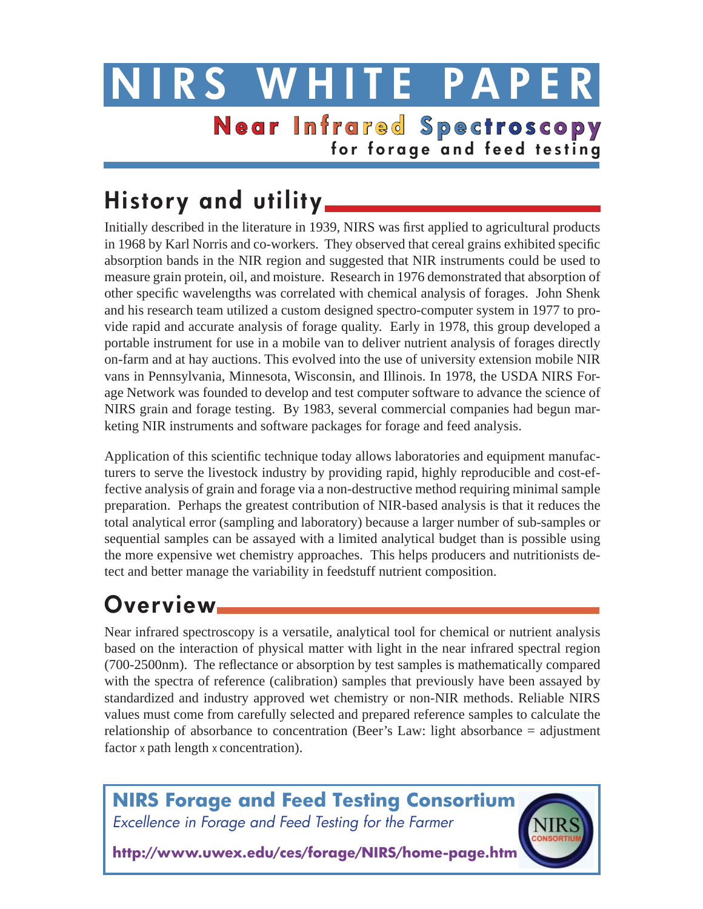# NIRS WHITE PAPER

## Near Infrared Spectroscopy

**for forage and feed testing**

## History and utility

Initially described in the literature in 1939, NIRS was first applied to agricultural products in 1968 by Karl Norris and co-workers. They observed that cereal grains exhibited specific absorption bands in the NIR region and suggested that NIR instruments could be used to measure grain protein, oil, and moisture. Research in 1976 demonstrated that absorption of other specific wavelengths was correlated with chemical analysis of forages. John Shenk and his research team utilized a custom designed spectro-computer system in 1977 to provide rapid and accurate analysis of forage quality. Early in 1978, this group developed a portable instrument for use in a mobile van to deliver nutrient analysis of forages directly on-farm and at hay auctions. This evolved into the use of university extension mobile NIR vans in Pennsylvania, Minnesota, Wisconsin, and Illinois. In 1978, the USDA NIRS Forage Network was founded to develop and test computer software to advance the science of NIRS grain and forage testing. By 1983, several commercial companies had begun marketing NIR instruments and software packages for forage and feed analysis.

Application of this scientific technique today allows laboratories and equipment manufacturers to serve the livestock industry by providing rapid, highly reproducible and cost-effective analysis of grain and forage via a non-destructive method requiring minimal sample preparation. Perhaps the greatest contribution of NIR-based analysis is that it reduces the total analytical error (sampling and laboratory) because a larger number of sub-samples or sequential samples can be assayed with a limited analytical budget than is possible using the more expensive wet chemistry approaches. This helps producers and nutritionists detect and better manage the variability in feedstuff nutrient composition.

## Overview

Near infrared spectroscopy is a versatile, analytical tool for chemical or nutrient analysis based on the interaction of physical matter with light in the near infrared spectral region (700-2500nm). The reflectance or absorption by test samples is mathematically compared with the spectra of reference (calibration) samples that previously have been assayed by standardized and industry approved wet chemistry or non-NIR methods. Reliable NIRS values must come from carefully selected and prepared reference samples to calculate the relationship of absorbance to concentration (Beer's Law: light absorbance = adjustment factor x path length x concentration).

**NIRS Forage and Feed Testing Consortium**

*Excellence in Forage and Feed Testing for the Farmer*

**http://www.uwex.edu/ces/forage/NIRS/home-page.htm**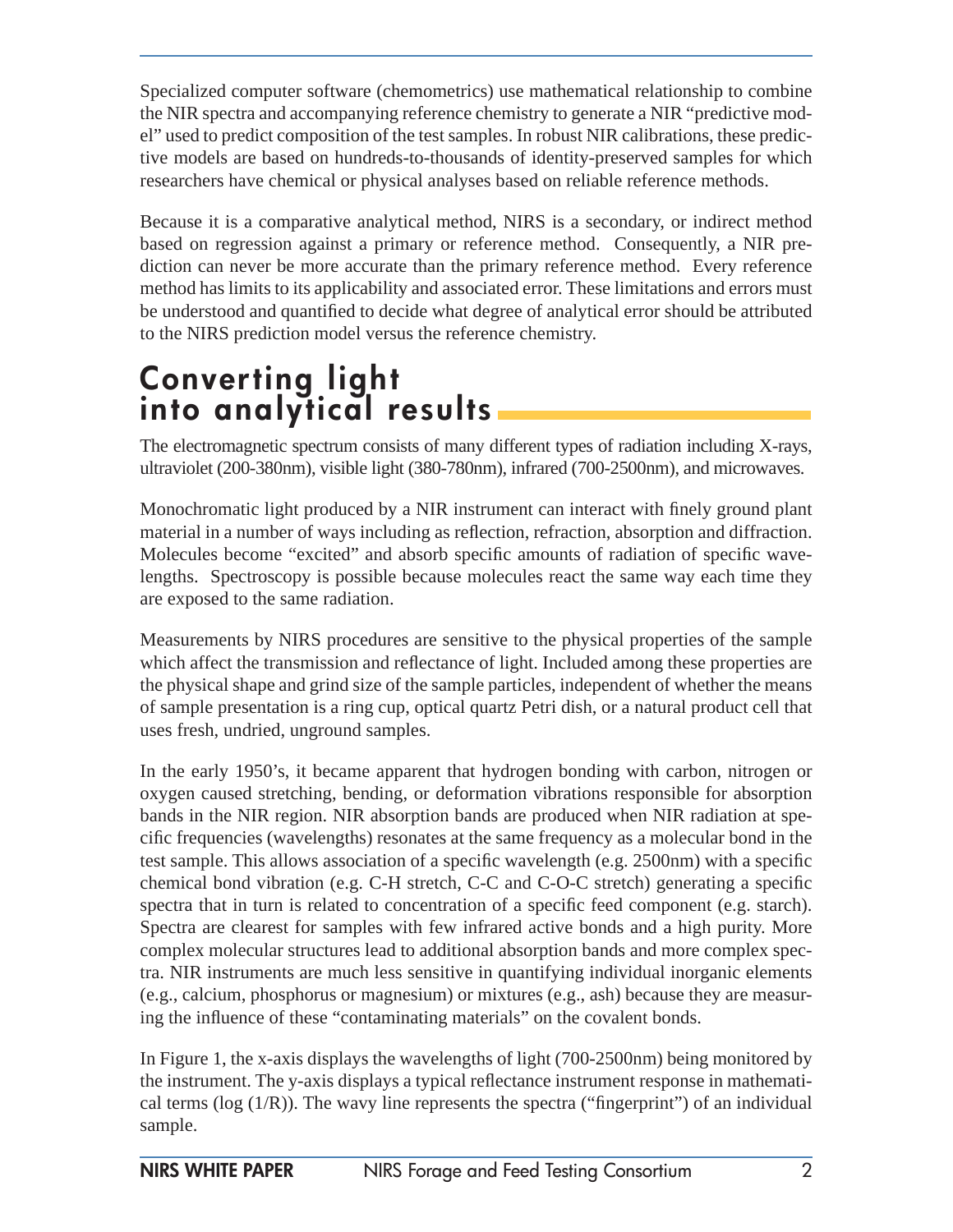Specialized computer software (chemometrics) use mathematical relationship to combine the NIR spectra and accompanying reference chemistry to generate a NIR "predictive model" used to predict composition of the test samples. In robust NIR calibrations, these predictive models are based on hundreds-to-thousands of identity-preserved samples for which researchers have chemical or physical analyses based on reliable reference methods.

Because it is a comparative analytical method, NIRS is a secondary, or indirect method based on regression against a primary or reference method. Consequently, a NIR prediction can never be more accurate than the primary reference method. Every reference method has limits to its applicability and associated error. These limitations and errors must be understood and quantified to decide what degree of analytical error should be attributed to the NIRS prediction model versus the reference chemistry.

## Converting light into analytical results

The electromagnetic spectrum consists of many different types of radiation including X-rays, ultraviolet (200-380nm), visible light (380-780nm), infrared (700-2500nm), and microwaves.

Monochromatic light produced by a NIR instrument can interact with finely ground plant material in a number of ways including as reflection, refraction, absorption and diffraction. Molecules become "excited" and absorb specific amounts of radiation of specific wavelengths. Spectroscopy is possible because molecules react the same way each time they are exposed to the same radiation.

Measurements by NIRS procedures are sensitive to the physical properties of the sample which affect the transmission and reflectance of light. Included among these properties are the physical shape and grind size of the sample particles, independent of whether the means of sample presentation is a ring cup, optical quartz Petri dish, or a natural product cell that uses fresh, undried, unground samples.

In the early 1950's, it became apparent that hydrogen bonding with carbon, nitrogen or oxygen caused stretching, bending, or deformation vibrations responsible for absorption bands in the NIR region. NIR absorption bands are produced when NIR radiation at specific frequencies (wavelengths) resonates at the same frequency as a molecular bond in the test sample. This allows association of a specific wavelength (e.g. 2500nm) with a specific chemical bond vibration (e.g. C-H stretch, C-C and C-O-C stretch) generating a specific spectra that in turn is related to concentration of a specific feed component (e.g. starch). Spectra are clearest for samples with few infrared active bonds and a high purity. More complex molecular structures lead to additional absorption bands and more complex spectra. NIR instruments are much less sensitive in quantifying individual inorganic elements (e.g., calcium, phosphorus or magnesium) or mixtures (e.g., ash) because they are measuring the influence of these "contaminating materials" on the covalent bonds.

In Figure 1, the x-axis displays the wavelengths of light (700-2500nm) being monitored by the instrument. The y-axis displays a typical reflectance instrument response in mathematical terms (log (1/R)). The wavy line represents the spectra ("fingerprint") of an individual sample.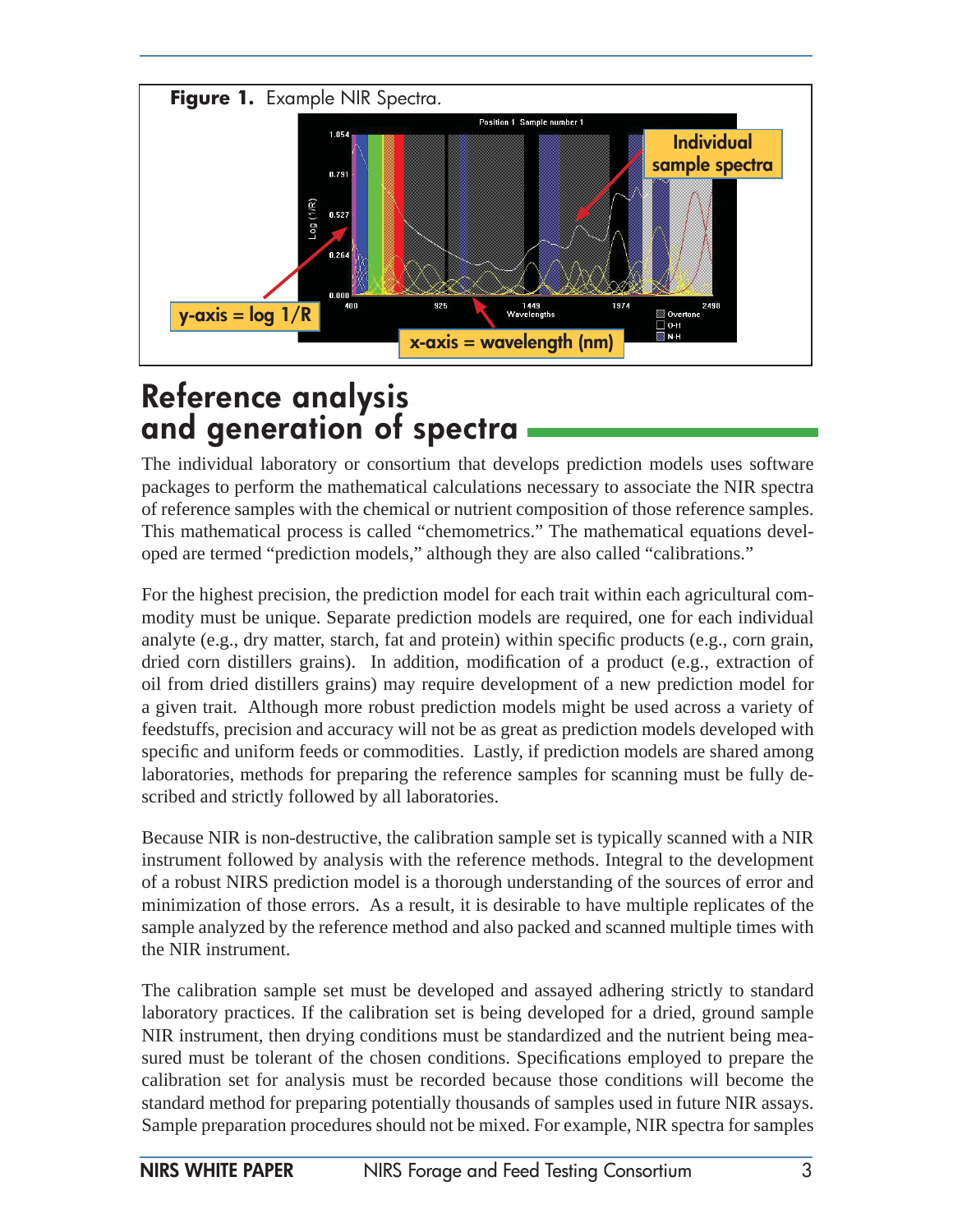**Figure 1.** Example NIR Spectra.

# Reference analysis and generation of spectra

The individual laboratory or consortium that develops prediction models uses software packages to perform the mathematical calculations necessary to associate the NIR spectra of reference samples with the chemical or nutrient composition of those reference samples. This mathematical process is called "chemometrics." The mathematical equations developed are termed "prediction models," although they also called "calibrations."

For the highest precision, the prediction model for each trait within each agricultural commodity must be unique. Separate prediction models are required, one for each individual analyte (e.g., dry matter, starch, fat and protein) within specific products (e.g., corn grain, dried corn distillers grains). In addition, modification of a product (e.g., extraction of oil from dried distillers grains) may require development of a new prediction model for a given trait. Although more robust prediction models might be used across a variety of feedstuffs, precision and accuracy will not be as great as prediction models developed with specific and uniform feeds or commodities. Lastly, if prediction models are shared among laboratories, methods for preparing the reference samples for scanning must be fully described and strictly followed by all laboratories.

Because NIR is non-destructive, the calibration sample set is typically scanned with a NIR instrument followed by analysis with the reference methods. Integral to the development of a robust NIRS prediction model is a thorough understanding of the sources of error and minimization of those errors. As a result, it is desirable to have multiple replicates of the sample analyzed by the reference method and also packed and scanned multiple times with the NIR instrument.

The calibration sample set must be developed and assayed adhering strictly to standard laboratory practices. If the calibration set is being developed for a dried, ground sample NIR instrument, then drying conditions must be standardized and the nutrient being measured must be tolerant of the chosen conditions. Specifications employed to prepare the calibration set for analysis must be recorded because those conditions will become the standard method for preparing potentially thousands of samples used in future NIR assays. Sample preparation procedures should not be mixed. For example, NIR spectra for samples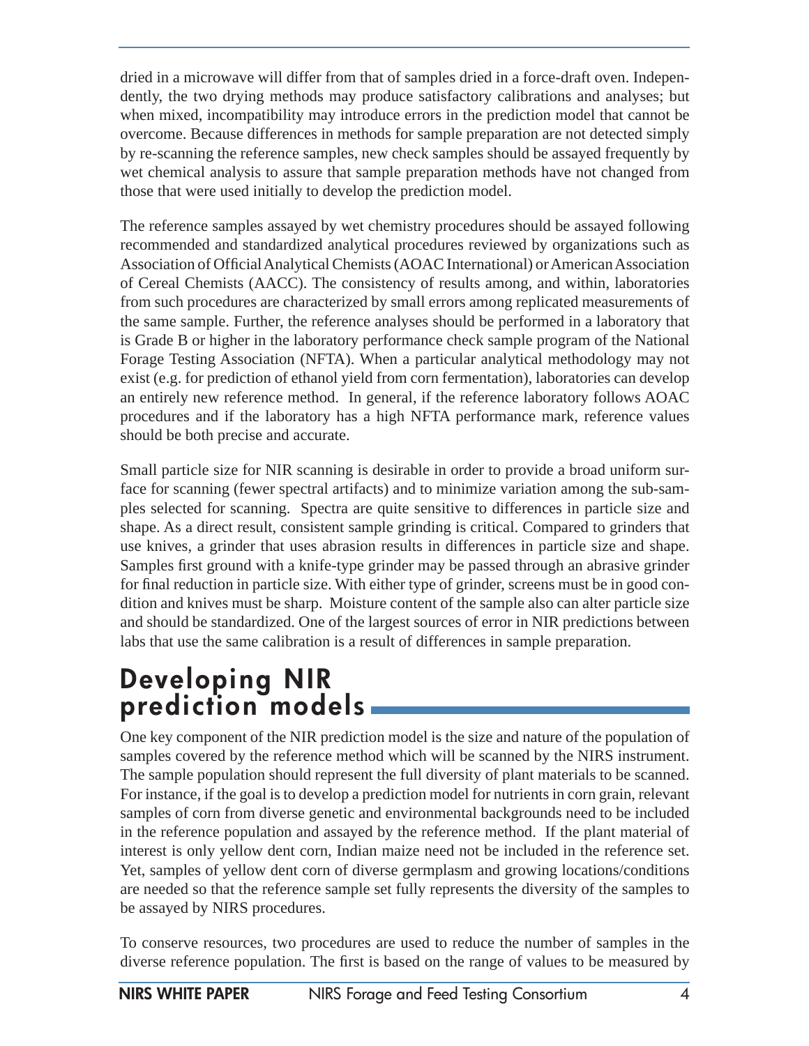dried in a microwave will differ from that of samples dried in a force-draft oven. Independently, the two drying methods may produce satisfactory calibrations and analyses; but when mixed, incompatibility may introduce errors in the prediction model that cannot be overcome. Because differences in methods for sample preparation are not detected simply by re-scanning the reference samples, new check samples should be assayed frequently by wet chemical analysis to assure that sample preparation methods have not changed from those that were used initially to develop the prediction model.

The reference samples assayed by wet chemistry procedures should be assayed following recommended and standardized analytical procedures reviewed by organizations such as Association of Official Analytical Chemists (AOAC International) or American Association of Cereal Chemists (AACC). The consistency of results among, and within, laboratories from such procedures are characterized by small errors among replicated measurements of the same sample. Further, the reference analyses should be performed in a laboratory that is Grade B or higher in the laboratory performance check sample program of the National Forage Testing Association (NFTA). When a particular analytical methodology may not exist (e.g. for prediction of ethanol yield from corn fermentation), laboratories can develop an entirely new reference method. In general, if the reference laboratory follows AOAC procedures and if the laboratory has a high NFTA performance mark, reference values should be both precise and accurate.

Small particle size for NIR scanning is desirable in order to provide a broad uniform surface for scanning (fewer spectral artifacts) and to minimize variation among the sub-samples selected for scanning. Spectra are quite sensitive to differences in particle size and shape. As a direct result, consistent sample grinding is critical. Compared to grinders that use knives, a grinder that uses abrasion results in differences in particle size and shape. Samples first ground with a knife-type grinder may be passed through an abrasive grinder for final reduction in particle size. With either type of grinder, screens must be in good condition and knives must be sharp. Moisture content of the sample also can alter particle size and should be standardized. One of the largest sources of error in NIR predictions between labs that use the same calibration is a result of differences in sample preparation.

## Developing NIR prediction models

One key component of the NIR prediction model is the size and nature of the population of samples covered by the reference method which will be scanned by the NIRS instrument. The sample population should represent the full diversity of plant materials to be scanned. For instance, if the goal is to develop a prediction model for nutrients in corn grain, relevant samples of corn from diverse genetic and environmental backgrounds need to be included in the reference population and assayed by the reference method. If the plant material of interest is only yellow dent corn, Indian maize need not be included in the reference set. Yet, samples of yellow dent corn of diverse germplasm and growing locations/conditions are needed so that the reference sample set fully represents the diversity of the samples to be assayed by NIRS procedures.

To conserve resources, two procedures are used to reduce the number of samples in the diverse reference population. The first is based on the range of values to be measured by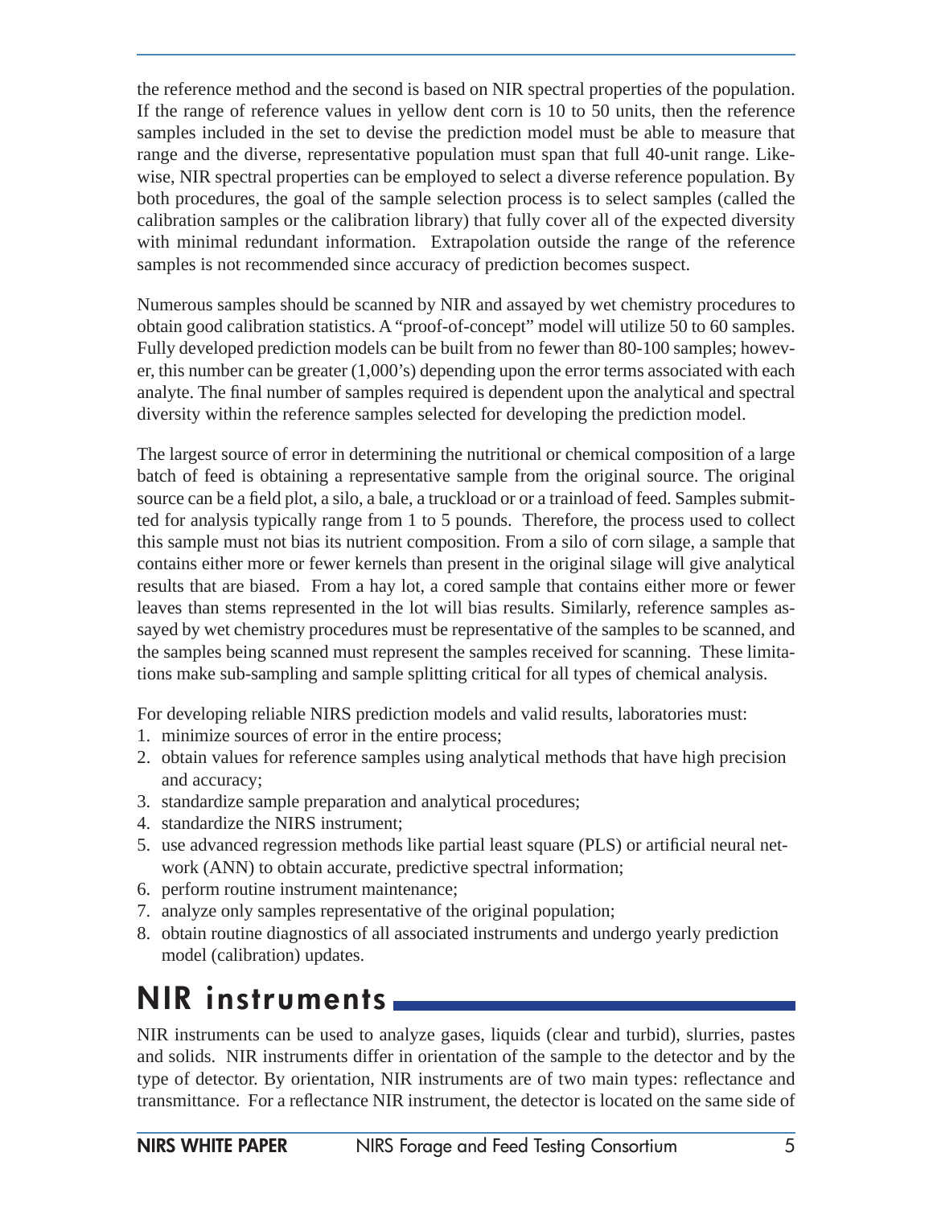the reference method and the second is based on NIR spectral properties of the population. If the range of reference values in yellow dent corn is 10 to 50 units, then the reference samples included in the set to devise the prediction model must be able to measure that range and the diverse, representative population must span that full 40-unit range. Likewise, NIR spectral properties can be employed to select a diverse reference population. By both procedures, the goal of the sample selection process is to select samples (called the calibration samples or the calibration library) that fully cover all of the expected diversity with minimal redundant information. Extrapolation outside the range of the reference samples is not recommended since accuracy of prediction becomes suspect.

Numerous samples should be scanned by NIR and assayed by wet chemistry procedures to obtain good calibration statistics. A "proof-of-concept" model will utilize 50 to 60 samples. Fully developed prediction models can be built from no fewer than 80-100 samples; however, this number can be greater (1,000's) depending upon the error terms associated with each analyte. The final number of samples required is dependent upon the analytical and spectral diversity within the reference samples selected for developing the prediction model.

The largest source of error in determining the nutritional or chemical composition of a large batch of feed is obtaining a representative sample from the original source. The original source can be a field plot, a silo, a bale, a truckload or or a trainload of feed. Samples submitted for analysis typically range from 1 to 5 pounds. Therefore, the process used to collect this sample must not bias its nutrient composition. From a silo of corn silage, a sample that contains either more or fewer kernels than present in the original silage will give analytical results that are biased. From a hay lot, a cored sample that contains either more or fewer leaves than stems represented in the lot will bias results. Similarly, reference samples assayed by wet chemistry procedures must be representative of the samples to be scanned, and the samples being scanned must represent the samples received for scanning. These limitations make sub-sampling and sample splitting critical for all types of chemical analysis.

For developing reliable NIRS prediction models and valid results, laboratories must:

1. minimize sources of error in the entire process;
2. obtain values for reference samples using analytical methods that have high precision and accuracy;
3. standardize sample preparation and analytical procedures;
4. standardize the NIRS instrument;
5. use advanced regression methods like partial least square (PLS) or artificial neural network (ANN) to obtain accurate, predictive spectral information;
6. perform routine instrument maintenance;
7. analyze only samples representative of the original population;
8. obtain routine diagnostics of all associated instruments and undergo yearly prediction model (calibration) updates.

## NIR instruments

NIR instruments can be used to analyze gases, liquids (clear and turbid), slurries, pastes and solids. NIR instruments differ in orientation of the sample to the detector and by the type of detector. By orientation, NIR instruments are of two main types: reflectance and transmittance. For a reflectance NIR instrument, the detector is located on the same side of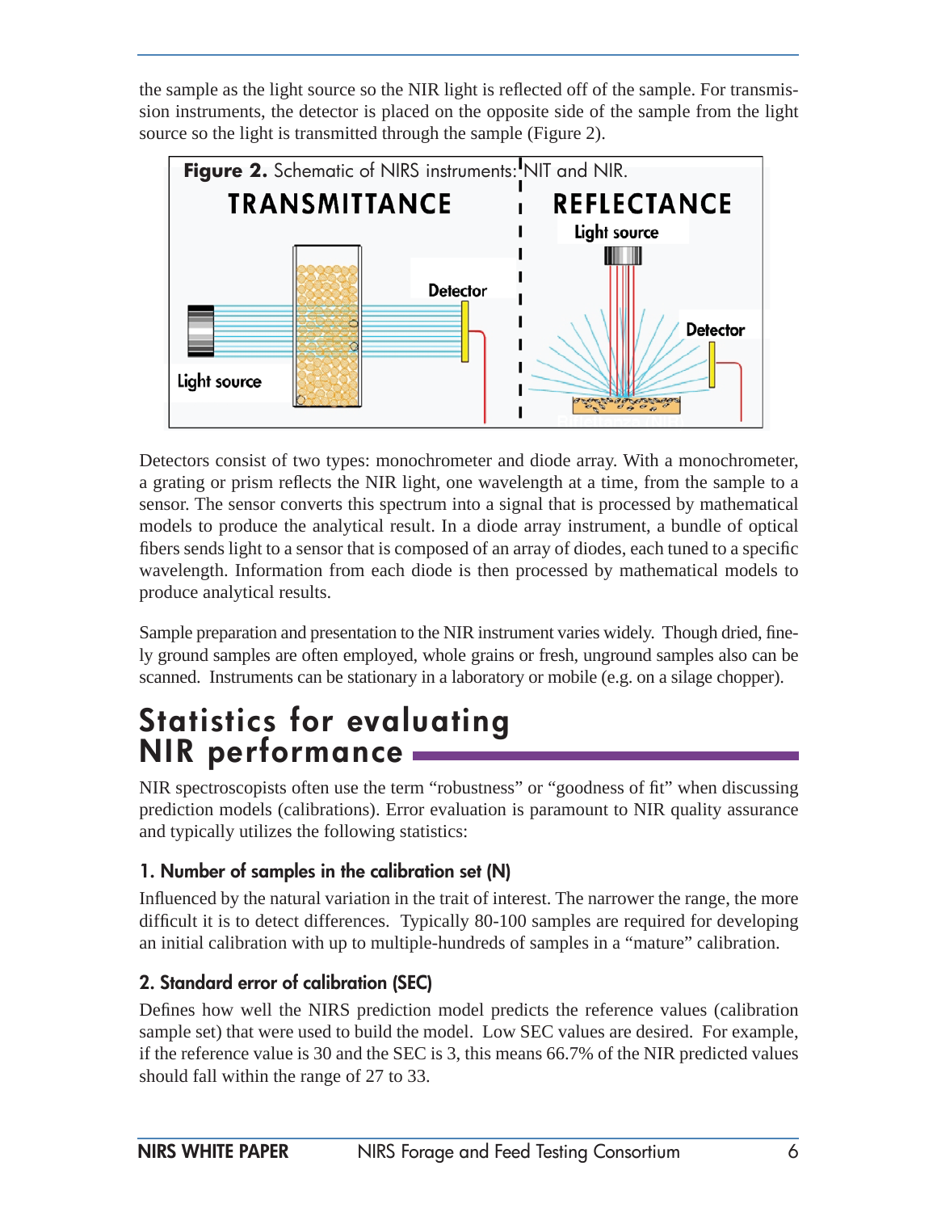the sample as the light source so the NIR light is reflected off of the sample. For transmission instruments, the detector is placed on the opposite side of the sample from the light source so the light is transmitted through the sample (Figure 2).

**Figure 2.** Schematic of NIRS instruments: NIT and NIR.

Detectors consist of two types: monochrometer and diode array. With a monochrometer, a grating or prism reflects the NIR light, one wavelength at a time, from the sample to a sensor. The sensor converts this spectrum into a signal that is processed by mathematical models to produce the analytical result. In a diode array instrument, a bundle of optical fibers sends light to a sensor that is composed of an array of diodes, each tuned to a specific wavelength. Information from each diode is then processed by mathematical models to produce analytical results.

Sample preparation and presentation to the NIR instrument varies widely. Though dried, finely ground samples are often employed, whole grains or fresh, unground samples also can be scanned. Instruments can be stationary in a laboratory or mobile (e.g. on a silage chopper).

## Statistics for evaluating NIR performance

NIR spectroscopists often use the term "robustness" or "goodness of fit" when discussing prediction models (calibrations). Error evaluation is paramount to NIR quality assurance and typically utilizes the following statistics:

### 1. Number of samples in the calibration set (N)

Influenced by the natural variation in the trait of interest. The narrower the range, the more difficult it is to detect differences. Typically 80-100 samples are required for developing an initial calibration with up to multiple-hundreds of samples in a "mature" calibration.

### 2. Standard error of calibration (SEC)

Defines how well the NIRS prediction model predicts the reference values (calibration sample set) that were used to build the model. Low SEC values are desired. For example, if the reference value is 30 and the SEC is 3, this means 66.7% of the NIR predicted values should fall within the range of 27 to 33.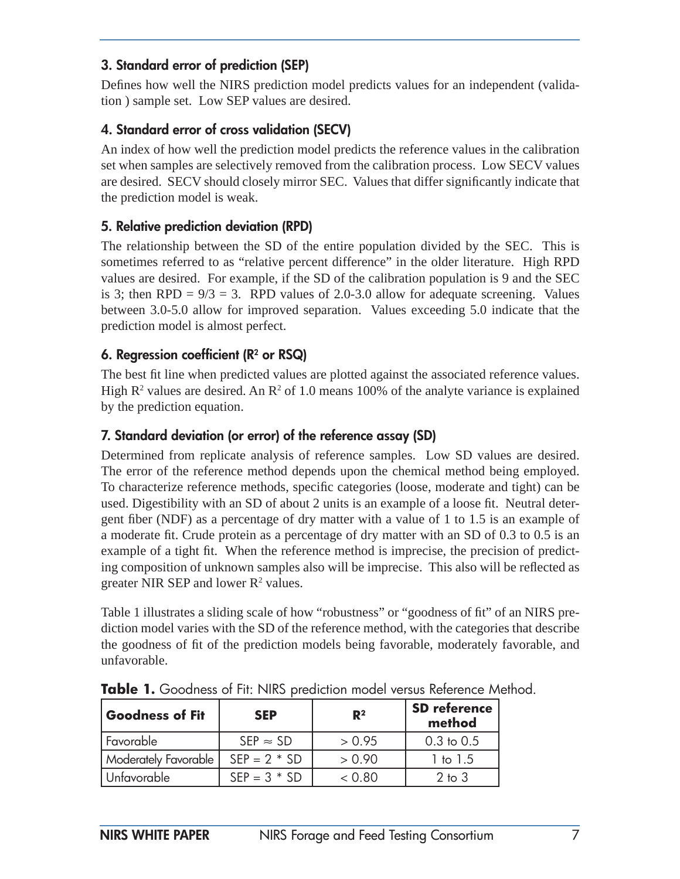### 3. Standard error of prediction (SEP)

Defines how well the NIRS prediction model predicts values for an independent (validation ) sample set. Low SEP values are desired.

### 4. Standard error of cross validation (SECV)

An index of how well the prediction model predicts the reference values in the calibration set when samples are selectively removed from the calibration process. Low SECV values are desired. SECV should closely mirror SEC. Values that differ significantly indicate that the prediction model is weak.

### 5. Relative prediction deviation (RPD)

The relationship between the SD of the entire population divided by the SEC. This is sometimes referred to as "relative percent difference" in the older literature. High RPD values are desired. For example, if the SD of the calibration population is 9 and the SEC is 3; then RPD = 9/3 = 3. RPD values of 2.0-3.0 allow for adequate screening. Values between 3.0-5.0 allow for improved separation. Values exceeding 5.0 indicate that the prediction model is almost perfect.

### 6. Regression coefficient ($R^2$ or RSQ)

The best fit line when predicted values are plotted against the associated reference values. High $R^2$ values are desired. An $R^2$ of 1.0 means 100% of the analyte variance is explained by the prediction equation.

### 7. Standard deviation (or error) of the reference assay (SD)

Determined from replicate analysis of reference samples. Low SD values are desired. The error of the reference method depends upon the chemical method being employed. To characterize reference methods, specific categories (loose, moderate and tight) can be used. Digestibility with an SD of about 2 units is an example of a loose fit. Neutral detergent fiber (NDF) as a percentage of dry matter with a value of 1 to 1.5 is an example of a moderate fit. Crude protein as a percentage of dry matter with an SD of 0.3 to 0.5 is an example of a tight fit. When the reference method is imprecise, the precision of predicting composition of unknown samples also will be imprecise. This also will be reflected as greater NIR SEP and lower $R^2$ values.

Table 1 illustrates a sliding scale of how "robustness" or "goodness of fit" of an NIRS prediction model varies with the SD of the reference method, with the categories that describe the goodness of fit of the prediction models being favorable, moderately favorable, and unfavorable.

**Table 1.** Goodness of Fit: NIRS prediction model versus Reference Method.

| Goodness of Fit | SEP | $R^2$ | SD reference method |
|---|---|---|---|
| Favorable | $SEP \approx SD$ | > 0.95 | 0.3 to 0.5 |
| Moderately Favorable | SEP = 2 * SD | > 0.90 | 1 to 1.5 |
| Unfavorable | SEP = 3 * SD | < 0.80 | 2 to 3 |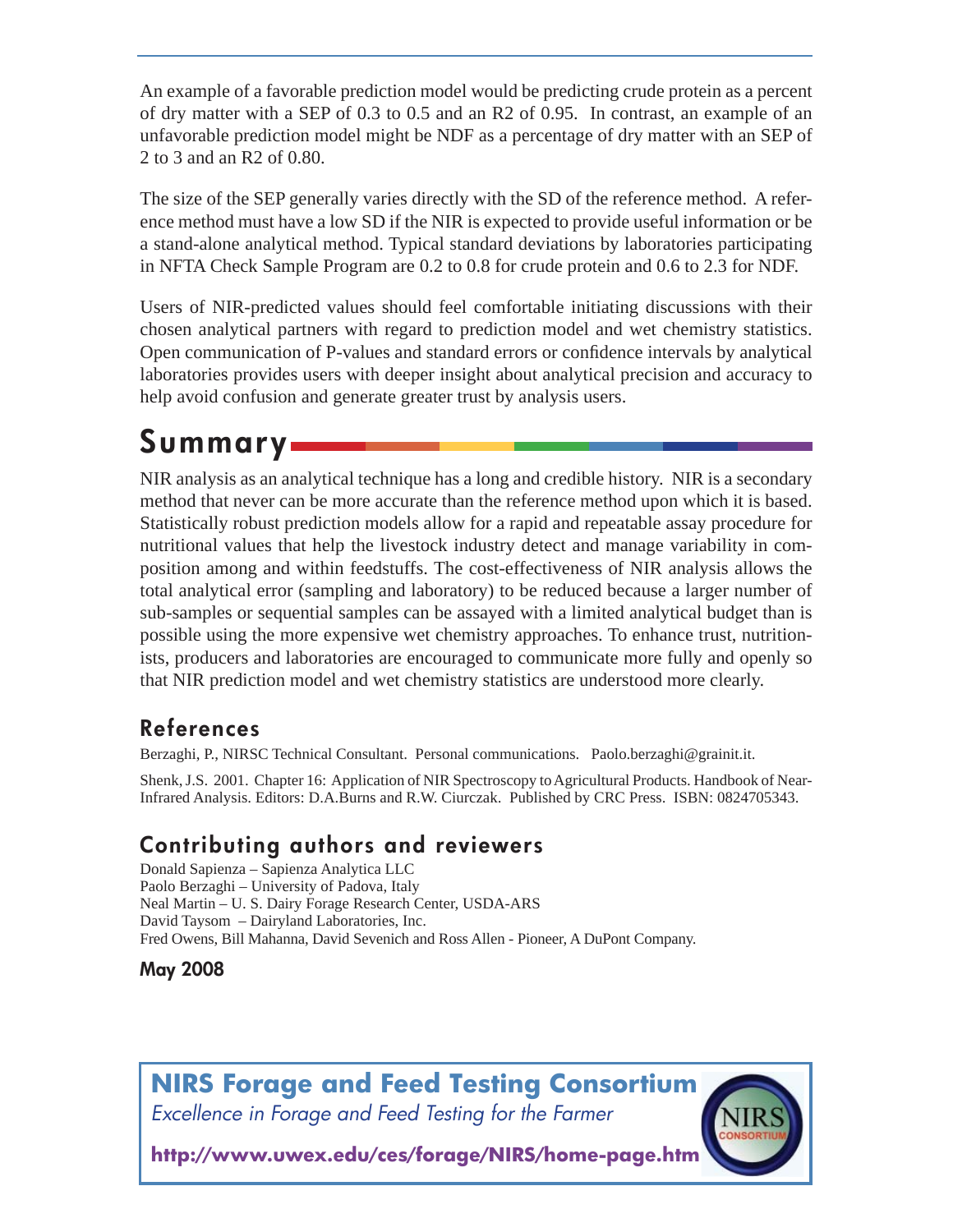An example of a favorable prediction model would be predicting crude protein as a percent of dry matter with a SEP of 0.3 to 0.5 and an $R^2$ of 0.95. In contrast, an example of an unfavorable prediction model might be NDF as a percentage of dry matter with an SEP of 2 to 3 and an $R^2$ of 0.80.

The size of the SEP generally varies directly with the SD of the reference method. A reference method must have a low SD if the NIR is expected to provide useful information or be a stand-alone analytical method. Typical standard deviations by laboratories participating in NFTA Check Sample Program are 0.2 to 0.8 for crude protein and 0.6 to 2.3 for NDF.

Users of NIR-predicted values should feel comfortable initiating discussions with their chosen analytical partners with regard to prediction model and wet chemistry statistics. Open communication of P-values and standard errors or confidence intervals by analytical laboratories provides users with deeper insight about analytical precision and accuracy to help avoid confusion and generate greater trust by analysis users.

## Summary

NIR analysis as an analytical technique has a long and credible history. NIR is a secondary method that never can be more accurate than the reference method upon which it is based. Statistically robust prediction models allow for a rapid and repeatable assay procedure for nutritional values that help the livestock industry detect and manage variability in composition among and within feedstuffs. The cost-effectiveness of NIR analysis allows the total analytical error (sampling and laboratory) to be reduced because a larger number of sub-samples or sequential samples can be assayed with a limited analytical budget than is possible using the more expensive wet chemistry approaches. To enhance trust, nutritionists, producers and laboratories are encouraged to communicate more fully and openly so that NIR prediction model and wet chemistry statistics are understood more clearly.

### References

Berzaghi, P., NIRSC Technical Consultant. Personal communications. Paolo.berzaghi@grainit.it.

Shenk, J.S. 2001. Chapter 16: Application of NIR Spectroscopy to Agricultural Products. Handbook of Near-Infrared Analysis. Editors: D.A.Burns and R.W. Ciurczak. Published by CRC Press. ISBN: 0824705343.

### Contributing authors and reviewers

Donald Sapienza – Sapienza Analytica LLC
Paolo Berzaghi – University of Padova, Italy
Neal Martin – U. S. Dairy Forage Research Center, USDA-ARS
David Taysom – Dairyland Laboratories, Inc.
Fred Owens, Bill Mahanna, David Sevenich and Ross Allen - Pioneer, A DuPont Company.

**May 2008**

**NIRS Forage and Feed Testing Consortium**

*Excellence in Forage and Feed Testing for the Farmer*

**http://www.uwex.edu/ces/forage/NIRS/home-page.htm**